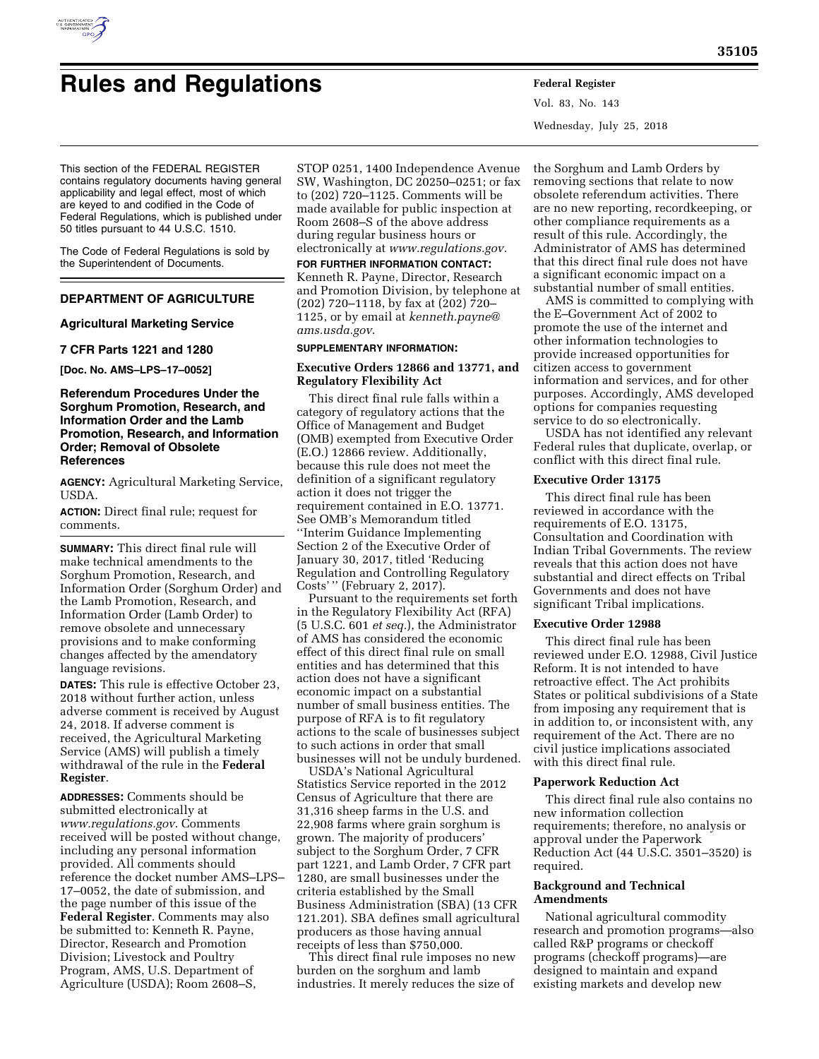# Rules and Regulations

This section of the FEDERAL REGISTER contains regulatory documents having general applicability and legal effect, most of which are keyed to and codified in the Code of Federal Regulations, which is published under 50 titles pursuant to 44 U.S.C. 1510.

The Code of Federal Regulations is sold by the Superintendent of Documents.

## DEPARTMENT OF AGRICULTURE

### Agricultural Marketing Service

### 7 CFR Parts 1221 and 1280

**[Doc. No. AMS–LPS–17–0052]**

### Referendum Procedures Under the Sorghum Promotion, Research, and Information Order and the Lamb Promotion, Research, and Information Order; Removal of Obsolete References

**AGENCY:** Agricultural Marketing Service, USDA.

**ACTION:** Direct final rule; request for comments.

**SUMMARY:** This direct final rule will make technical amendments to the Sorghum Promotion, Research, and Information Order (Sorghum Order) and the Lamb Promotion, Research, and Information Order (Lamb Order) to remove obsolete and unnecessary provisions and to make conforming changes affected by the amendatory language revisions.

**DATES:** This rule is effective October 23, 2018 without further action, unless adverse comment is received by August 24, 2018. If adverse comment is received, the Agricultural Marketing Service (AMS) will publish a timely withdrawal of the rule in the **Federal Register**.

**ADDRESSES:** Comments should be submitted electronically at *www.regulations.gov*. Comments received will be posted without change, including any personal information provided. All comments should reference the docket number AMS–LPS–17–0052, the date of submission, and the page number of this issue of the **Federal Register**. Comments may also be submitted to: Kenneth R. Payne, Director, Research and Promotion Division; Livestock and Poultry Program, AMS, U.S. Department of Agriculture (USDA); Room 2608–S, STOP 0251, 1400 Independence Avenue SW, Washington, DC 20250–0251; or fax to (202) 720–1125. Comments will be made available for public inspection at Room 2608–S of the above address during regular business hours or electronically at *www.regulations.gov*.

**FOR FURTHER INFORMATION CONTACT:** Kenneth R. Payne, Director, Research and Promotion Division, by telephone at (202) 720–1118, by fax at (202) 720–1125, or by email at *kenneth.payne@ams.usda.gov*.

**SUPPLEMENTARY INFORMATION:**

#### Executive Orders 12866 and 13771, and Regulatory Flexibility Act

This direct final rule falls within a category of regulatory actions that the Office of Management and Budget (OMB) exempted from Executive Order (E.O.) 12866 review. Additionally, because this rule does not meet the definition of a significant regulatory action it does not trigger the requirement contained in E.O. 13771. See OMB's Memorandum titled "Interim Guidance Implementing Section 2 of the Executive Order of January 30, 2017, titled 'Reducing Regulation and Controlling Regulatory Costs' " (February 2, 2017).

Pursuant to the requirements set forth in the Regulatory Flexibility Act (RFA) (5 U.S.C. 601 *et seq.*), the Administrator of AMS has considered the economic effect of this direct final rule on small entities and has determined that this action does not have a significant economic impact on a substantial number of small business entities. The purpose of RFA is to fit regulatory actions to the scale of businesses subject to such actions in order that small businesses will not be unduly burdened.

USDA's National Agricultural Statistics Service reported in the 2012 Census of Agriculture that there are 31,316 sheep farms in the U.S. and 22,908 farms where grain sorghum is grown. The majority of producers' subject to the Sorghum Order, 7 CFR part 1221, and Lamb Order, 7 CFR part 1280, are small businesses under the criteria established by the Small Business Administration (SBA) (13 CFR 121.201). SBA defines small agricultural producers as those having annual receipts of less than $750,000.

This direct final rule imposes no new burden on the sorghum and lamb industries. It merely reduces the size of the Sorghum and Lamb Orders by removing sections that relate to now obsolete referendum activities. There are no new reporting, recordkeeping, or other compliance requirements as a result of this rule. Accordingly, the Administrator of AMS has determined that this direct final rule does not have a significant economic impact on a substantial number of small entities.

AMS is committed to complying with the E–Government Act of 2002 to promote the use of the internet and other information technologies to provide increased opportunities for citizen access to government information and services, and for other purposes. Accordingly, AMS developed options for companies requesting service to do so electronically.

USDA has not identified any relevant Federal rules that duplicate, overlap, or conflict with this direct final rule.

#### Executive Order 13175

This direct final rule has been reviewed in accordance with the requirements of E.O. 13175, Consultation and Coordination with Indian Tribal Governments. The review reveals that this action does not have substantial and direct effects on Tribal Governments and does not have significant Tribal implications.

#### Executive Order 12988

This direct final rule has been reviewed under E.O. 12988, Civil Justice Reform. It is not intended to have retroactive effect. The Act prohibits States or political subdivisions of a State from imposing any requirement that is in addition to, or inconsistent with, any requirement of the Act. There are no civil justice implications associated with this direct final rule.

#### Paperwork Reduction Act

This direct final rule also contains no new information collection requirements; therefore, no analysis or approval under the Paperwork Reduction Act (44 U.S.C. 3501–3520) is required.

#### Background and Technical Amendments

National agricultural commodity research and promotion programs—also called R&P programs or checkoff programs (checkoff programs)—are designed to maintain and expand existing markets and develop new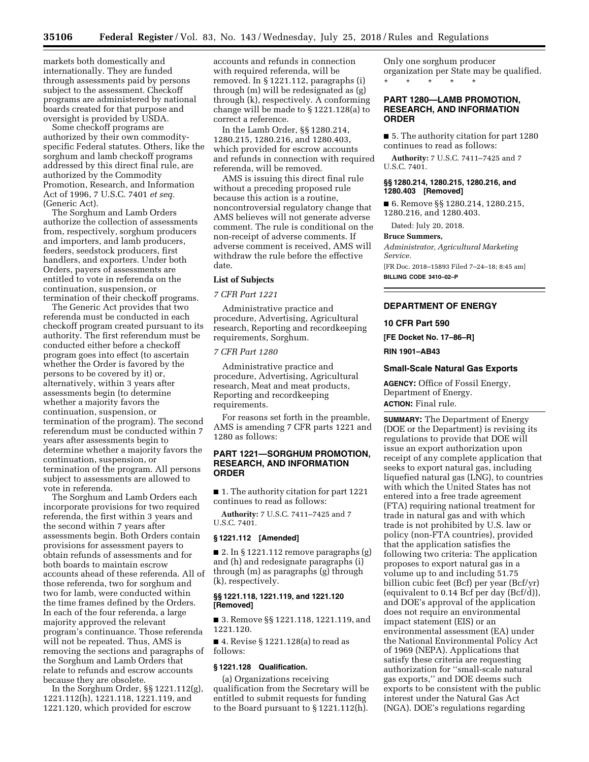markets both domestically and internationally. They are funded through assessments paid by persons subject to the assessment. Checkoff programs are administered by national boards created for that purpose and oversight is provided by USDA.

Some checkoff programs are authorized by their own commodity-specific Federal statutes. Others, like the sorghum and lamb checkoff programs addressed by this direct final rule, are authorized by the Commodity Promotion, Research, and Information Act of 1996, 7 U.S.C. 7401 *et seq.* (Generic Act).

The Sorghum and Lamb Orders authorize the collection of assessments from, respectively, sorghum producers and importers, and lamb producers, feeders, seedstock producers, first handlers, and exporters. Under both Orders, payers of assessments are entitled to vote in referenda on the continuation, suspension, or termination of their checkoff programs.

The Generic Act provides that two referenda must be conducted in each checkoff program created pursuant to its authority. The first referendum must be conducted either before a checkoff program goes into effect (to ascertain whether the Order is favored by the persons to be covered by it) or, alternatively, within 3 years after assessments begin (to determine whether a majority favors the continuation, suspension, or termination of the program). The second referendum must be conducted within 7 years after assessments begin to determine whether a majority favors the continuation, suspension, or termination of the program. All persons subject to assessments are allowed to vote in referenda.

The Sorghum and Lamb Orders each incorporate provisions for two required referenda, the first within 3 years and the second within 7 years after assessments begin. Both Orders contain provisions for assessment payers to obtain refunds of assessments and for both boards to maintain escrow accounts ahead of these referenda. All of those referenda, two for sorghum and two for lamb, were conducted within the time frames defined by the Orders. In each of the four referenda, a large majority approved the relevant program's continuance. Those referenda will not be repeated. Thus, AMS is removing the sections and paragraphs of the Sorghum and Lamb Orders that relate to refunds and escrow accounts because they are obsolete.

In the Sorghum Order, §§ 1221.112(g), 1221.112(h), 1221.118, 1221.119, and 1221.120, which provided for escrow accounts and refunds in connection with required referenda, will be removed. In § 1221.112, paragraphs (i) through (m) will be redesignated as (g) through (k), respectively. A conforming change will be made to § 1221.128(a) to correct a reference.

In the Lamb Order, §§ 1280.214, 1280.215, 1280.216, and 1280.403, which provided for escrow accounts and refunds in connection with required referenda, will be removed.

AMS is issuing this direct final rule without a preceding proposed rule because this action is a routine, noncontroversial regulatory change that AMS believes will not generate adverse comment. The rule is conditional on the non-receipt of adverse comments. If adverse comment is received, AMS will withdraw the rule before the effective date.

### List of Subjects

*7 CFR Part 1221*

Administrative practice and procedure, Advertising, Agricultural research, Reporting and recordkeeping requirements, Sorghum.

*7 CFR Part 1280*

Administrative practice and procedure, Advertising, Agricultural research, Meat and meat products, Reporting and recordkeeping requirements.

For reasons set forth in the preamble, AMS is amending 7 CFR parts 1221 and 1280 as follows:

## PART 1221—SORGHUM PROMOTION, RESEARCH, AND INFORMATION ORDER

■ 1. The authority citation for part 1221 continues to read as follows:

**Authority:** 7 U.S.C. 7411–7425 and 7 U.S.C. 7401.

### § 1221.112 [Amended]

■ 2. In § 1221.112 remove paragraphs (g) and (h) and redesignate paragraphs (i) through (m) as paragraphs (g) through (k), respectively.

### §§ 1221.118, 1221.119, and 1221.120 [Removed]

■ 3. Remove §§ 1221.118, 1221.119, and 1221.120.

■ 4. Revise § 1221.128(a) to read as follows:

### § 1221.128 Qualification.

(a) Organizations receiving qualification from the Secretary will be entitled to submit requests for funding to the Board pursuant to § 1221.112(h). Only one sorghum producer organization per State may be qualified.

\* \* \* \* \*

## PART 1280—LAMB PROMOTION, RESEARCH, AND INFORMATION ORDER

■ 5. The authority citation for part 1280 continues to read as follows:

**Authority:** 7 U.S.C. 7411–7425 and 7 U.S.C. 7401.

### §§ 1280.214, 1280.215, 1280.216, and 1280.403 [Removed]

■ 6. Remove §§ 1280.214, 1280.215, 1280.216, and 1280.403.

Dated: July 20, 2018.

**Bruce Summers,**

*Administrator, Agricultural Marketing Service.*

[FR Doc. 2018–15893 Filed 7–24–18; 8:45 am]

**BILLING CODE 3410–02–P**

## DEPARTMENT OF ENERGY

### 10 CFR Part 590

**[FE Docket No. 17–86–R]**

**RIN 1901–AB43**

### Small-Scale Natural Gas Exports

**AGENCY:** Office of Fossil Energy, Department of Energy.

**ACTION:** Final rule.

**SUMMARY:** The Department of Energy (DOE or the Department) is revising its regulations to provide that DOE will issue an export authorization upon receipt of any complete application that seeks to export natural gas, including liquefied natural gas (LNG), to countries with which the United States has not entered into a free trade agreement (FTA) requiring national treatment for trade in natural gas and with which trade is not prohibited by U.S. law or policy (non-FTA countries), provided that the application satisfies the following two criteria: The application proposes to export natural gas in a volume up to and including 51.75 billion cubic feet (Bcf) per year (Bcf/yr) (equivalent to 0.14 Bcf per day (Bcf/d)), and DOE's approval of the application does not require an environmental impact statement (EIS) or an environmental assessment (EA) under the National Environmental Policy Act of 1969 (NEPA). Applications that satisfy these criteria are requesting authorization for "small-scale natural gas exports," and DOE deems such exports to be consistent with the public interest under the Natural Gas Act (NGA). DOE's regulations regarding